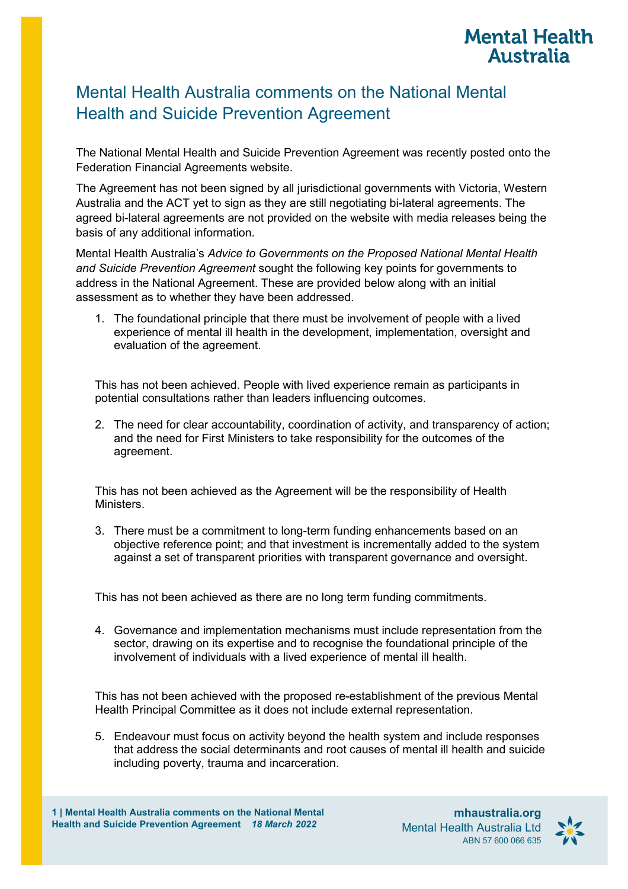# Mental Health Australia comments on the National Mental Health and Suicide Prevention Agreement

The National Mental Health and Suicide Prevention Agreement was recently posted onto the Federation Financial Agreements website.

The Agreement has not been signed by all jurisdictional governments with Victoria, Western Australia and the ACT yet to sign as they are still negotiating bi-lateral agreements. The agreed bi-lateral agreements are not provided on the website with media releases being the basis of any additional information.

Mental Health Australia's *Advice to Governments on the Proposed National Mental Health and Suicide Prevention Agreement* sought the following key points for governments to address in the National Agreement. These are provided below along with an initial assessment as to whether they have been addressed.

1. The foundational principle that there must be involvement of people with a lived experience of mental ill health in the development, implementation, oversight and evaluation of the agreement.

This has not been achieved. People with lived experience remain as participants in potential consultations rather than leaders influencing outcomes.

2. The need for clear accountability, coordination of activity, and transparency of action; and the need for First Ministers to take responsibility for the outcomes of the agreement.

This has not been achieved as the Agreement will be the responsibility of Health Ministers.

3. There must be a commitment to long-term funding enhancements based on an objective reference point; and that investment is incrementally added to the system against a set of transparent priorities with transparent governance and oversight.

This has not been achieved as there are no long term funding commitments.

4. Governance and implementation mechanisms must include representation from the sector, drawing on its expertise and to recognise the foundational principle of the involvement of individuals with a lived experience of mental ill health.

This has not been achieved with the proposed re-establishment of the previous Mental Health Principal Committee as it does not include external representation.

5. Endeavour must focus on activity beyond the health system and include responses that address the social determinants and root causes of mental ill health and suicide including poverty, trauma and incarceration.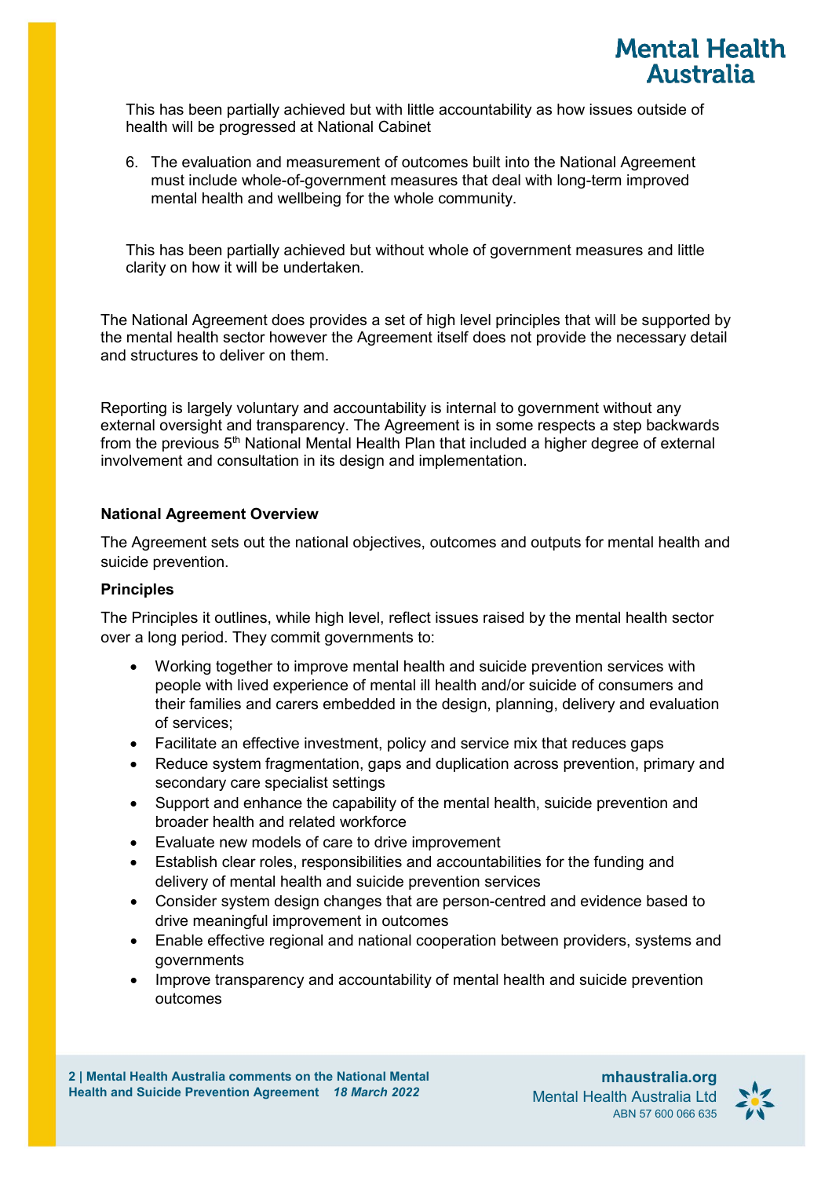This has been partially achieved but with little accountability as how issues outside of health will be progressed at National Cabinet

6. The evaluation and measurement of outcomes built into the National Agreement must include whole-of-government measures that deal with long-term improved mental health and wellbeing for the whole community.

This has been partially achieved but without whole of government measures and little clarity on how it will be undertaken.

The National Agreement does provides a set of high level principles that will be supported by the mental health sector however the Agreement itself does not provide the necessary detail and structures to deliver on them.

Reporting is largely voluntary and accountability is internal to government without any external oversight and transparency. The Agreement is in some respects a step backwards from the previous 5th National Mental Health Plan that included a higher degree of external involvement and consultation in its design and implementation.

**National Agreement Overview**

The Agreement sets out the national objectives, outcomes and outputs for mental health and suicide prevention.

**Principles**

The Principles it outlines, while high level, reflect issues raised by the mental health sector over a long period. They commit governments to:

- Working together to improve mental health and suicide prevention services with people with lived experience of mental ill health and/or suicide of consumers and their families and carers embedded in the design, planning, delivery and evaluation of services;
- Facilitate an effective investment, policy and service mix that reduces gaps
- Reduce system fragmentation, gaps and duplication across prevention, primary and secondary care specialist settings
- Support and enhance the capability of the mental health, suicide prevention and broader health and related workforce
- Evaluate new models of care to drive improvement
- Establish clear roles, responsibilities and accountabilities for the funding and delivery of mental health and suicide prevention services
- Consider system design changes that are person-centred and evidence based to drive meaningful improvement in outcomes
- Enable effective regional and national cooperation between providers, systems and governments
- Improve transparency and accountability of mental health and suicide prevention outcomes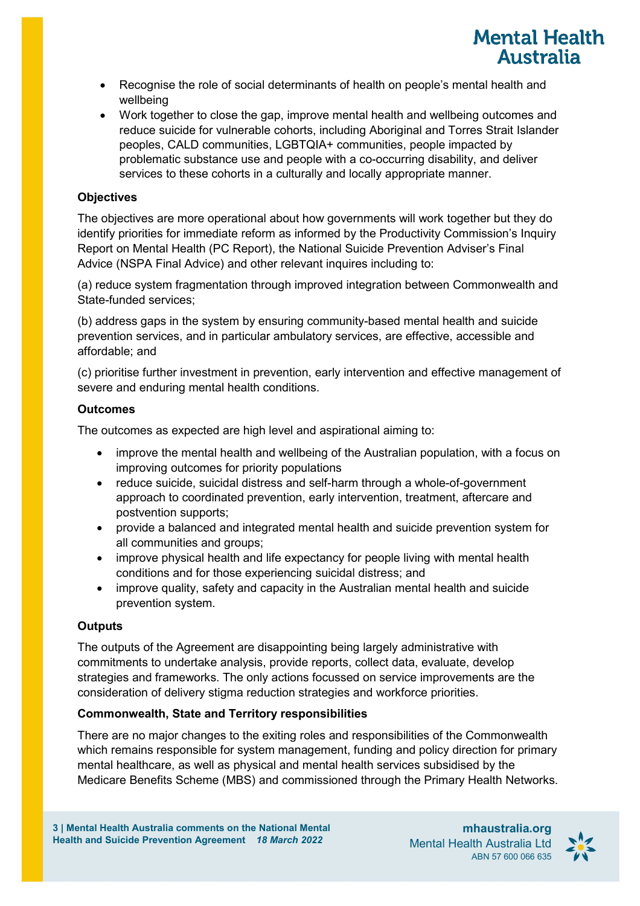- Recognise the role of social determinants of health on people's mental health and wellbeing
- Work together to close the gap, improve mental health and wellbeing outcomes and reduce suicide for vulnerable cohorts, including Aboriginal and Torres Strait Islander peoples, CALD communities, LGBTQIA+ communities, people impacted by problematic substance use and people with a co-occurring disability, and deliver services to these cohorts in a culturally and locally appropriate manner.

**Objectives**

The objectives are more operational about how governments will work together but they do identify priorities for immediate reform as informed by the Productivity Commission's Inquiry Report on Mental Health (PC Report), the National Suicide Prevention Adviser's Final Advice (NSPA Final Advice) and other relevant inquires including to:

(a) reduce system fragmentation through improved integration between Commonwealth and State-funded services;

(b) address gaps in the system by ensuring community-based mental health and suicide prevention services, and in particular ambulatory services, are effective, accessible and affordable; and

(c) prioritise further investment in prevention, early intervention and effective management of severe and enduring mental health conditions.

**Outcomes**

The outcomes as expected are high level and aspirational aiming to:

- improve the mental health and wellbeing of the Australian population, with a focus on improving outcomes for priority populations
- reduce suicide, suicidal distress and self-harm through a whole-of-government approach to coordinated prevention, early intervention, treatment, aftercare and postvention supports;
- provide a balanced and integrated mental health and suicide prevention system for all communities and groups;
- improve physical health and life expectancy for people living with mental health conditions and for those experiencing suicidal distress; and
- improve quality, safety and capacity in the Australian mental health and suicide prevention system.

**Outputs**

The outputs of the Agreement are disappointing being largely administrative with commitments to undertake analysis, provide reports, collect data, evaluate, develop strategies and frameworks. The only actions focussed on service improvements are the consideration of delivery stigma reduction strategies and workforce priorities.

**Commonwealth, State and Territory responsibilities**

There are no major changes to the exiting roles and responsibilities of the Commonwealth which remains responsible for system management, funding and policy direction for primary mental healthcare, as well as physical and mental health services subsidised by the Medicare Benefits Scheme (MBS) and commissioned through the Primary Health Networks.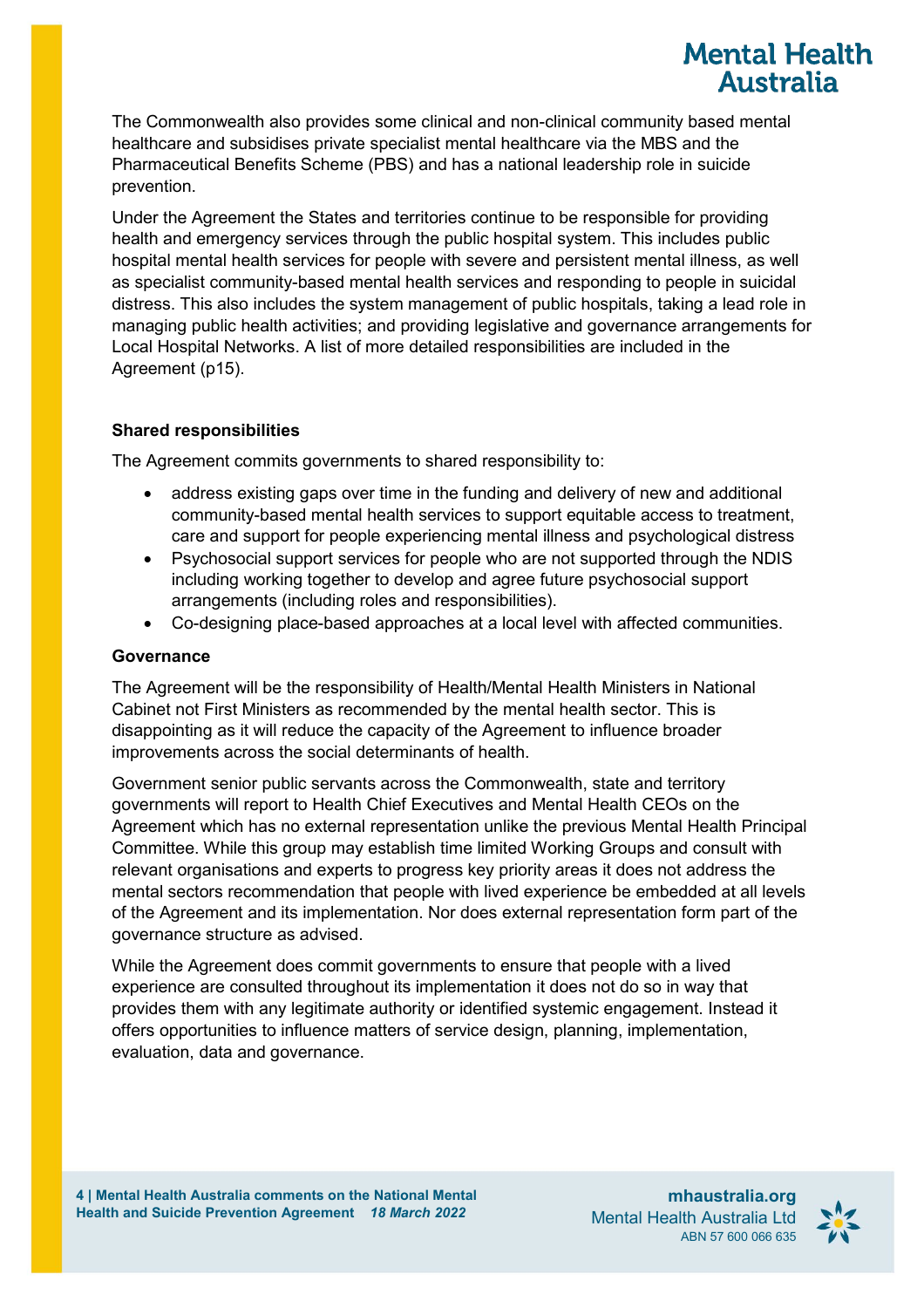The Commonwealth also provides some clinical and non-clinical community based mental healthcare and subsidises private specialist mental healthcare via the MBS and the Pharmaceutical Benefits Scheme (PBS) and has a national leadership role in suicide prevention.

Under the Agreement the States and territories continue to be responsible for providing health and emergency services through the public hospital system. This includes public hospital mental health services for people with severe and persistent mental illness, as well as specialist community-based mental health services and responding to people in suicidal distress. This also includes the system management of public hospitals, taking a lead role in managing public health activities; and providing legislative and governance arrangements for Local Hospital Networks. A list of more detailed responsibilities are included in the Agreement (p15).

**Shared responsibilities**

The Agreement commits governments to shared responsibility to:

- address existing gaps over time in the funding and delivery of new and additional community-based mental health services to support equitable access to treatment, care and support for people experiencing mental illness and psychological distress
- Psychosocial support services for people who are not supported through the NDIS including working together to develop and agree future psychosocial support arrangements (including roles and responsibilities).
- Co-designing place-based approaches at a local level with affected communities.

**Governance**

The Agreement will be the responsibility of Health/Mental Health Ministers in National Cabinet not First Ministers as recommended by the mental health sector. This is disappointing as it will reduce the capacity of the Agreement to influence broader improvements across the social determinants of health.

Government senior public servants across the Commonwealth, state and territory governments will report to Health Chief Executives and Mental Health CEOs on the Agreement which has no external representation unlike the previous Mental Health Principal Committee. While this group may establish time limited Working Groups and consult with relevant organisations and experts to progress key priority areas it does not address the mental sectors recommendation that people with lived experience be embedded at all levels of the Agreement and its implementation. Nor does external representation form part of the governance structure as advised.

While the Agreement does commit governments to ensure that people with a lived experience are consulted throughout its implementation it does not do so in way that provides them with any legitimate authority or identified systemic engagement. Instead it offers opportunities to influence matters of service design, planning, implementation, evaluation, data and governance.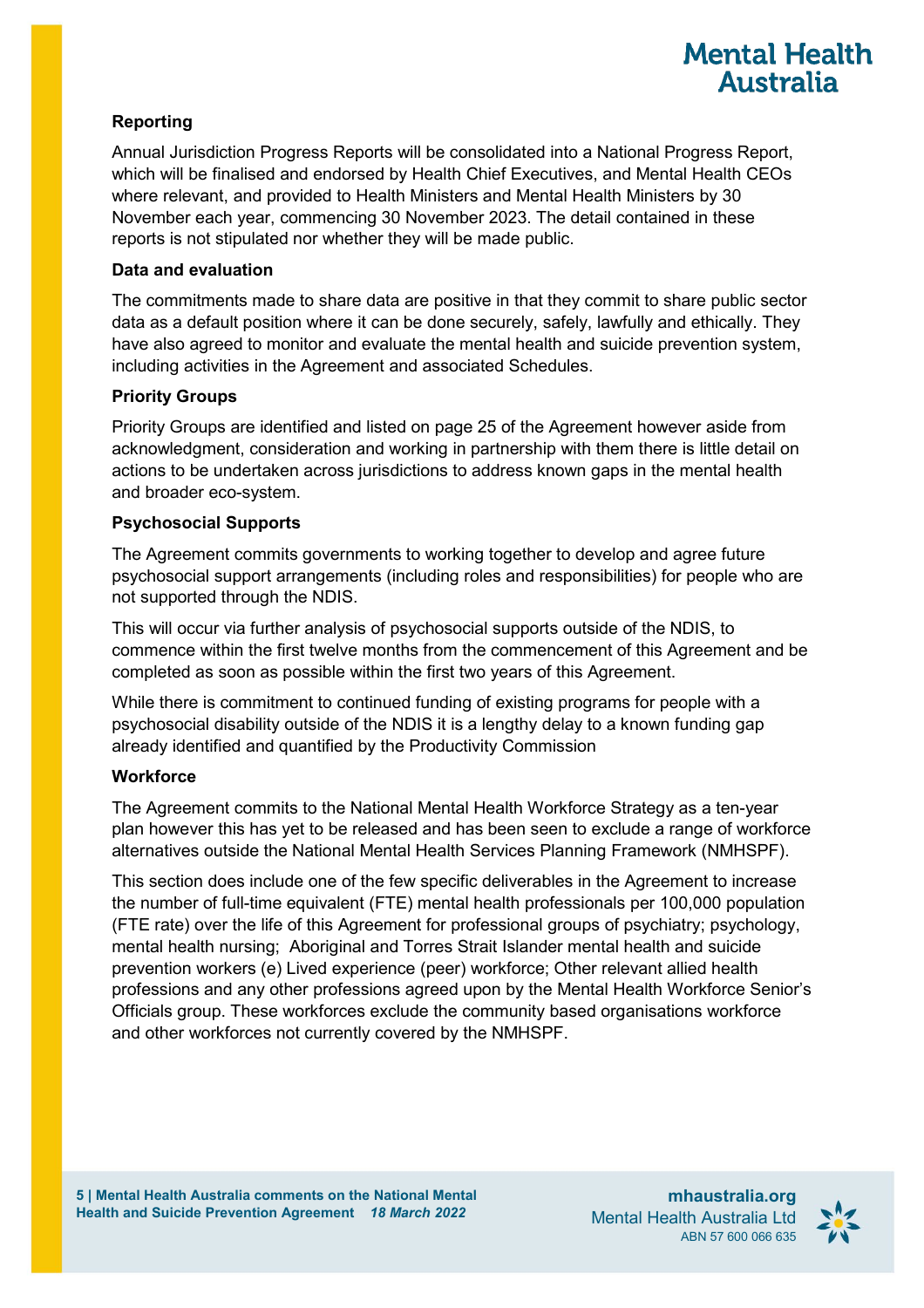### Reporting

Annual Jurisdiction Progress Reports will be consolidated into a National Progress Report, which will be finalised and endorsed by Health Chief Executives, and Mental Health CEOs where relevant, and provided to Health Ministers and Mental Health Ministers by 30 November each year, commencing 30 November 2023. The detail contained in these reports is not stipulated nor whether they will be made public.

### Data and evaluation

The commitments made to share data are positive in that they commit to share public sector data as a default position where it can be done securely, safely, lawfully and ethically. They have also agreed to monitor and evaluate the mental health and suicide prevention system, including activities in the Agreement and associated Schedules.

### Priority Groups

Priority Groups are identified and listed on page 25 of the Agreement however aside from acknowledgment, consideration and working in partnership with them there is little detail on actions to be undertaken across jurisdictions to address known gaps in the mental health and broader eco-system.

### Psychosocial Supports

The Agreement commits governments to working together to develop and agree future psychosocial support arrangements (including roles and responsibilities) for people who are not supported through the NDIS.

This will occur via further analysis of psychosocial supports outside of the NDIS, to commence within the first twelve months from the commencement of this Agreement and be completed as soon as possible within the first two years of this Agreement.

While there is commitment to continued funding of existing programs for people with a psychosocial disability outside of the NDIS it is a lengthy delay to a known funding gap already identified and quantified by the Productivity Commission

### Workforce

The Agreement commits to the National Mental Health Workforce Strategy as a ten-year plan however this has yet to be released and has been seen to exclude a range of workforce alternatives outside the National Mental Health Services Planning Framework (NMHSPF).

This section does include one of the few specific deliverables in the Agreement to increase the number of full-time equivalent (FTE) mental health professionals per 100,000 population (FTE rate) over the life of this Agreement for professional groups of psychiatry; psychology, mental health nursing; Aboriginal and Torres Strait Islander mental health and suicide prevention workers (e) Lived experience (peer) workforce; Other relevant allied health professions and any other professions agreed upon by the Mental Health Workforce Senior's Officials group. These workforces exclude the community based organisations workforce and other workforces not currently covered by the NMHSPF.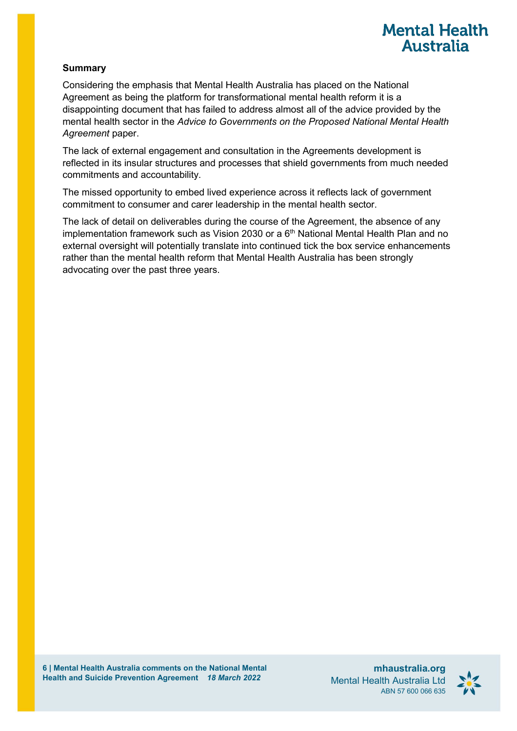**Summary**

Considering the emphasis that Mental Health Australia has placed on the National Agreement as being the platform for transformational mental health reform it is a disappointing document that has failed to address almost all of the advice provided by the mental health sector in the *Advice to Governments on the Proposed National Mental Health Agreement* paper.

The lack of external engagement and consultation in the Agreements development is reflected in its insular structures and processes that shield governments from much needed commitments and accountability.

The missed opportunity to embed lived experience across it reflects lack of government commitment to consumer and carer leadership in the mental health sector.

The lack of detail on deliverables during the course of the Agreement, the absence of any implementation framework such as Vision 2030 or a 6th National Mental Health Plan and no external oversight will potentially translate into continued tick the box service enhancements rather than the mental health reform that Mental Health Australia has been strongly advocating over the past three years.